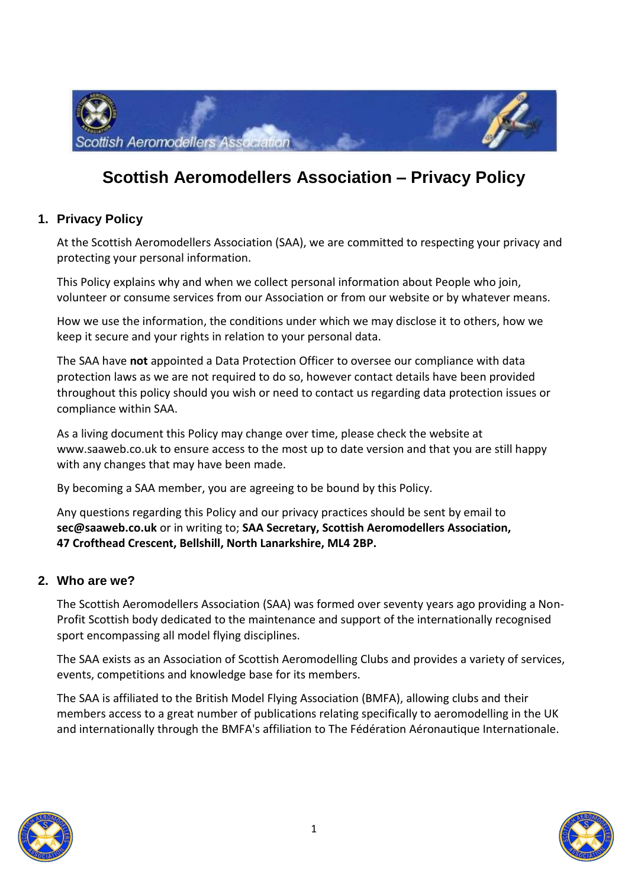# Scottish Aeromodellers Association – Privacy Policy

## 1. Privacy Policy

At the Scottish Aeromodellers Association (SAA), we are committed to respecting your privacy and protecting your personal information.

This Policy explains why and when we collect personal information about People who join, volunteer or consume services from our Association or from our website or by whatever means.

How we use the information, the conditions under which we may disclose it to others, how we keep it secure and your rights in relation to your personal data.

The SAA have **not** appointed a Data Protection Officer to oversee our compliance with data protection laws as we are not required to do so, however contact details have been provided throughout this policy should you wish or need to contact us regarding data protection issues or compliance within SAA.

As a living document this Policy may change over time, please check the website at www.saaweb.co.uk to ensure access to the most up to date version and that you are still happy with any changes that may have been made.

By becoming a SAA member, you are agreeing to be bound by this Policy.

Any questions regarding this Policy and our privacy practices should be sent by email to **sec@saaweb.co.uk** or in writing to; **SAA Secretary, Scottish Aeromodellers Association, 47 Crofthead Crescent, Bellshill, North Lanarkshire, ML4 2BP.**

## 2. Who are we?

The Scottish Aeromodellers Association (SAA) was formed over seventy years ago providing a Non-Profit Scottish body dedicated to the maintenance and support of the internationally recognised sport encompassing all model flying disciplines.

The SAA exists as an Association of Scottish Aeromodelling Clubs and provides a variety of services, events, competitions and knowledge base for its members.

The SAA is affiliated to the British Model Flying Association (BMFA), allowing clubs and their members access to a great number of publications relating specifically to aeromodelling in the UK and internationally through the BMFA's affiliation to The Fédération Aéronautique Internationale.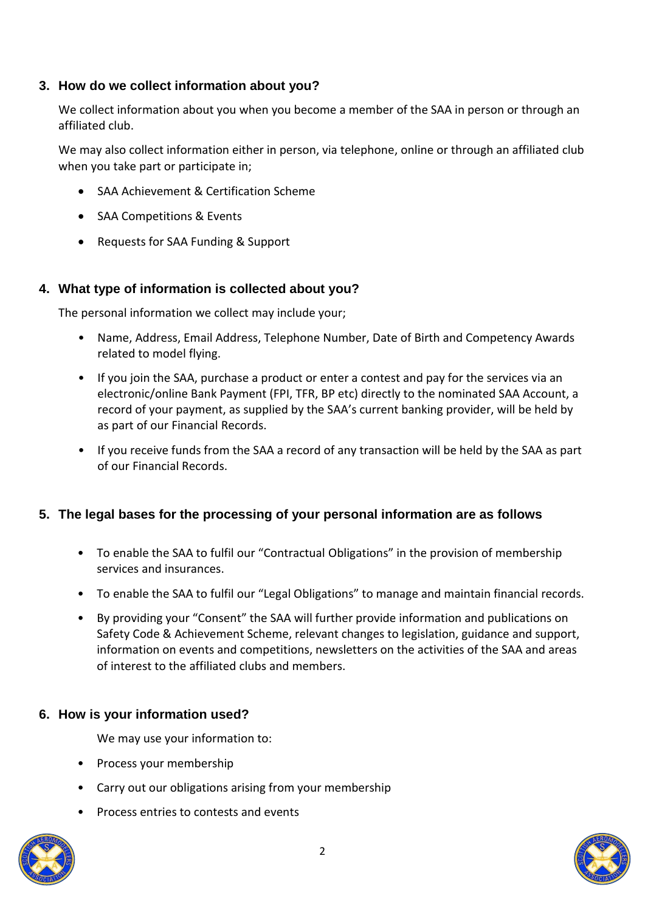## 3. How do we collect information about you?

We collect information about you when you become a member of the SAA in person or through an affiliated club.

We may also collect information either in person, via telephone, online or through an affiliated club when you take part or participate in;

- SAA Achievement & Certification Scheme
- SAA Competitions & Events
- Requests for SAA Funding & Support

## 4. What type of information is collected about you?

The personal information we collect may include your;

- Name, Address, Email Address, Telephone Number, Date of Birth and Competency Awards related to model flying.
- If you join the SAA, purchase a product or enter a contest and pay for the services via an electronic/online Bank Payment (FPI, TFR, BP etc) directly to the nominated SAA Account, a record of your payment, as supplied by the SAA's current banking provider, will be held by as part of our Financial Records.
- If you receive funds from the SAA a record of any transaction will be held by the SAA as part of our Financial Records.

## 5. The legal bases for the processing of your personal information are as follows

- To enable the SAA to fulfil our "Contractual Obligations" in the provision of membership services and insurances.
- To enable the SAA to fulfil our "Legal Obligations" to manage and maintain financial records.
- By providing your "Consent" the SAA will further provide information and publications on Safety Code & Achievement Scheme, relevant changes to legislation, guidance and support, information on events and competitions, newsletters on the activities of the SAA and areas of interest to the affiliated clubs and members.

## 6. How is your information used?

We may use your information to:

- Process your membership
- Carry out our obligations arising from your membership
- Process entries to contests and events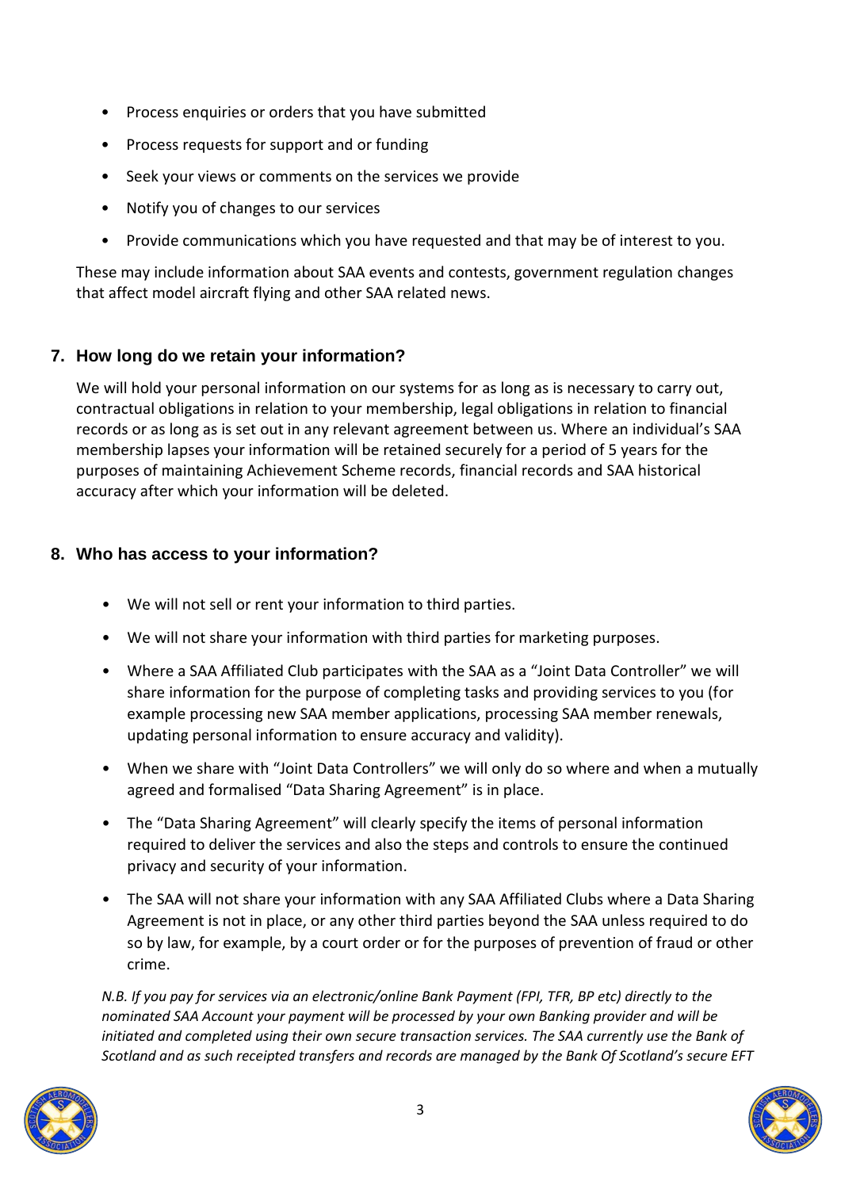- Process enquiries or orders that you have submitted
- Process requests for support and or funding
- Seek your views or comments on the services we provide
- Notify you of changes to our services
- Provide communications which you have requested and that may be of interest to you.

These may include information about SAA events and contests, government regulation changes that affect model aircraft flying and other SAA related news.

## 7. How long do we retain your information?

We will hold your personal information on our systems for as long as is necessary to carry out, contractual obligations in relation to your membership, legal obligations in relation to financial records or as long as is set out in any relevant agreement between us. Where an individual's SAA membership lapses your information will be retained securely for a period of 5 years for the purposes of maintaining Achievement Scheme records, financial records and SAA historical accuracy after which your information will be deleted.

## 8. Who has access to your information?

- We will not sell or rent your information to third parties.
- We will not share your information with third parties for marketing purposes.
- Where a SAA Affiliated Club participates with the SAA as a "Joint Data Controller" we will share information for the purpose of completing tasks and providing services to you (for example processing new SAA member applications, processing SAA member renewals, updating personal information to ensure accuracy and validity).
- When we share with "Joint Data Controllers" we will only do so where and when a mutually agreed and formalised "Data Sharing Agreement" is in place.
- The "Data Sharing Agreement" will clearly specify the items of personal information required to deliver the services and also the steps and controls to ensure the continued privacy and security of your information.
- The SAA will not share your information with any SAA Affiliated Clubs where a Data Sharing Agreement is not in place, or any other third parties beyond the SAA unless required to do so by law, for example, by a court order or for the purposes of prevention of fraud or other crime.

*N.B. If you pay for services via an electronic/online Bank Payment (FPI, TFR, BP etc) directly to the nominated SAA Account your payment will be processed by your own Banking provider and will be initiated and completed using their own secure transaction services. The SAA currently use the Bank of Scotland and as such receipted transfers and records are managed by the Bank Of Scotland's secure EFT*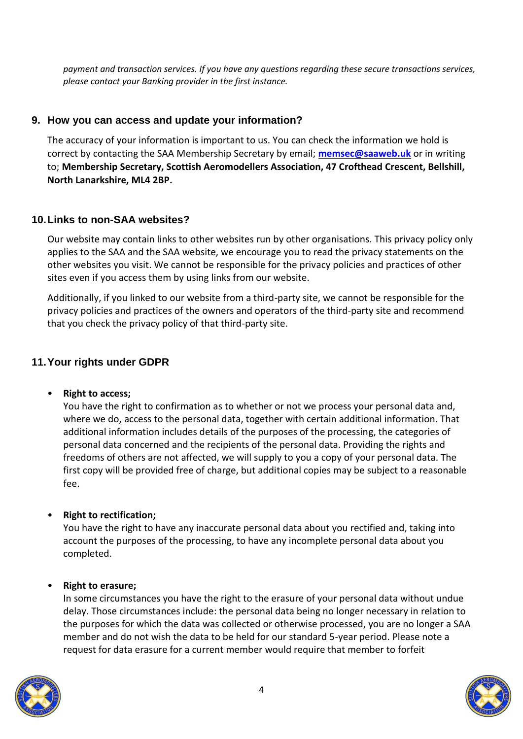*payment and transaction services. If you have any questions regarding these secure transactions services, please contact your Banking provider in the first instance.*

## 9. How you can access and update your information?

The accuracy of your information is important to us. You can check the information we hold is correct by contacting the SAA Membership Secretary by email; **memsec@saaweb.uk** or in writing to; **Membership Secretary, Scottish Aeromodellers Association, 47 Crofthead Crescent, Bellshill, North Lanarkshire, ML4 2BP.**

## 10. Links to non-SAA websites?

Our website may contain links to other websites run by other organisations. This privacy policy only applies to the SAA and the SAA website, we encourage you to read the privacy statements on the other websites you visit. We cannot be responsible for the privacy policies and practices of other sites even if you access them by using links from our website.

Additionally, if you linked to our website from a third-party site, we cannot be responsible for the privacy policies and practices of the owners and operators of the third-party site and recommend that you check the privacy policy of that third-party site.

## 11. Your rights under GDPR

- **Right to access;**
  You have the right to confirmation as to whether or not we process your personal data and, where we do, access to the personal data, together with certain additional information. That additional information includes details of the purposes of the processing, the categories of personal data concerned and the recipients of the personal data. Providing the rights and freedoms of others are not affected, we will supply to you a copy of your personal data. The first copy will be provided free of charge, but additional copies may be subject to a reasonable fee.

- **Right to rectification;**
  You have the right to have any inaccurate personal data about you rectified and, taking into account the purposes of the processing, to have any incomplete personal data about you completed.

- **Right to erasure;**
  In some circumstances you have the right to the erasure of your personal data without undue delay. Those circumstances include: the personal data being no longer necessary in relation to the purposes for which the data was collected or otherwise processed, you are no longer a SAA member and do not wish the data to be held for our standard 5-year period. Please note a request for data erasure for a current member would require that member to forfeit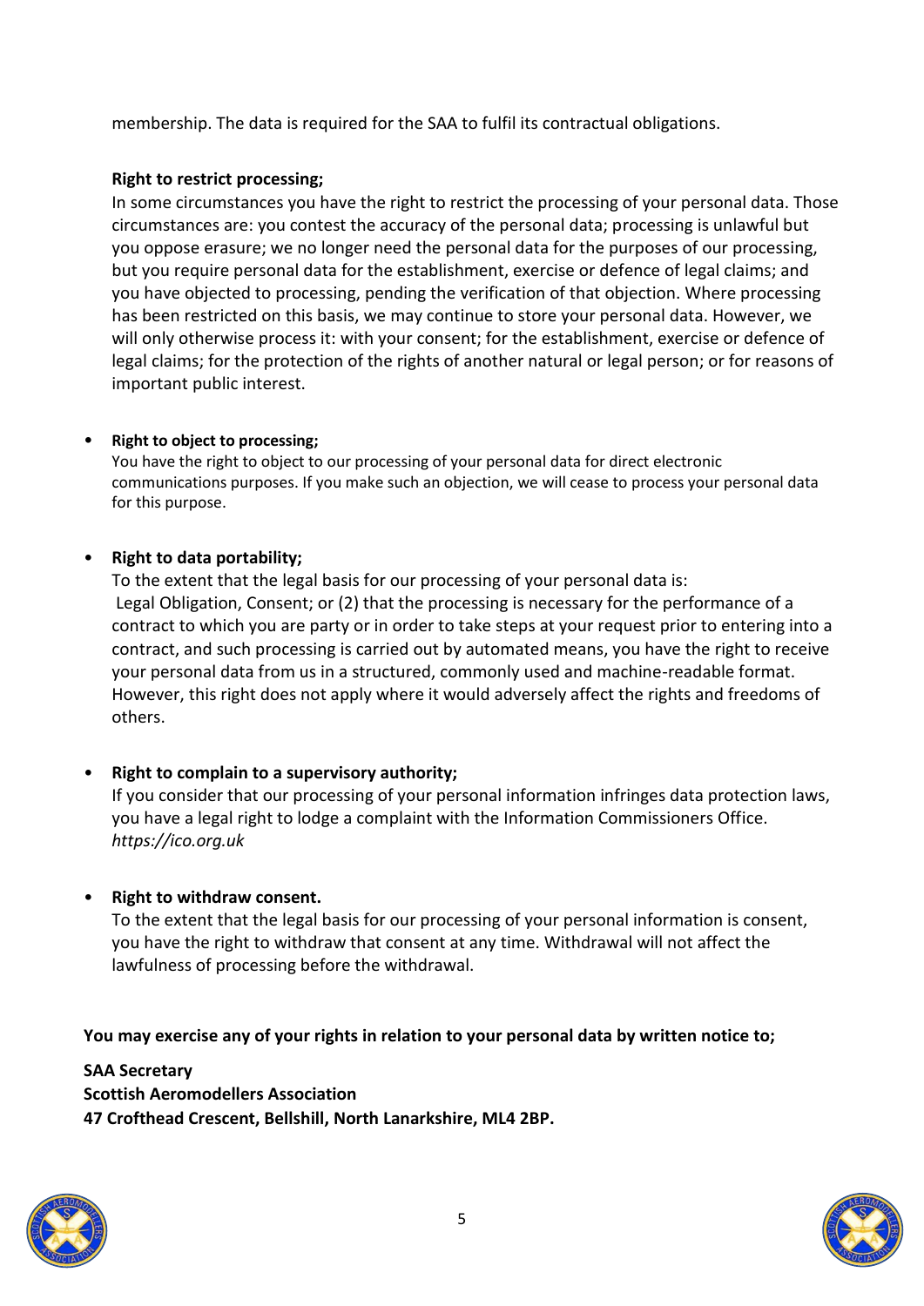membership. The data is required for the SAA to fulfil its contractual obligations.

**Right to restrict processing;**

In some circumstances you have the right to restrict the processing of your personal data. Those circumstances are: you contest the accuracy of the personal data; processing is unlawful but you oppose erasure; we no longer need the personal data for the purposes of our processing, but you require personal data for the establishment, exercise or defence of legal claims; and you have objected to processing, pending the verification of that objection. Where processing has been restricted on this basis, we may continue to store your personal data. However, we will only otherwise process it: with your consent; for the establishment, exercise or defence of legal claims; for the protection of the rights of another natural or legal person; or for reasons of important public interest.

- **Right to object to processing;**

  You have the right to object to our processing of your personal data for direct electronic communications purposes. If you make such an objection, we will cease to process your personal data for this purpose.

- **Right to data portability;**

  To the extent that the legal basis for our processing of your personal data is:
  Legal Obligation, Consent; or (2) that the processing is necessary for the performance of a contract to which you are party or in order to take steps at your request prior to entering into a contract, and such processing is carried out by automated means, you have the right to receive your personal data from us in a structured, commonly used and machine-readable format. However, this right does not apply where it would adversely affect the rights and freedoms of others.

- **Right to complain to a supervisory authority;**

  If you consider that our processing of your personal information infringes data protection laws, you have a legal right to lodge a complaint with the Information Commissioners Office. *https://ico.org.uk*

- **Right to withdraw consent.**

  To the extent that the legal basis for our processing of your personal information is consent, you have the right to withdraw that consent at any time. Withdrawal will not affect the lawfulness of processing before the withdrawal.

**You may exercise any of your rights in relation to your personal data by written notice to;**

**SAA Secretary**
**Scottish Aeromodellers Association**
**47 Crofthead Crescent, Bellshill, North Lanarkshire, ML4 2BP.**